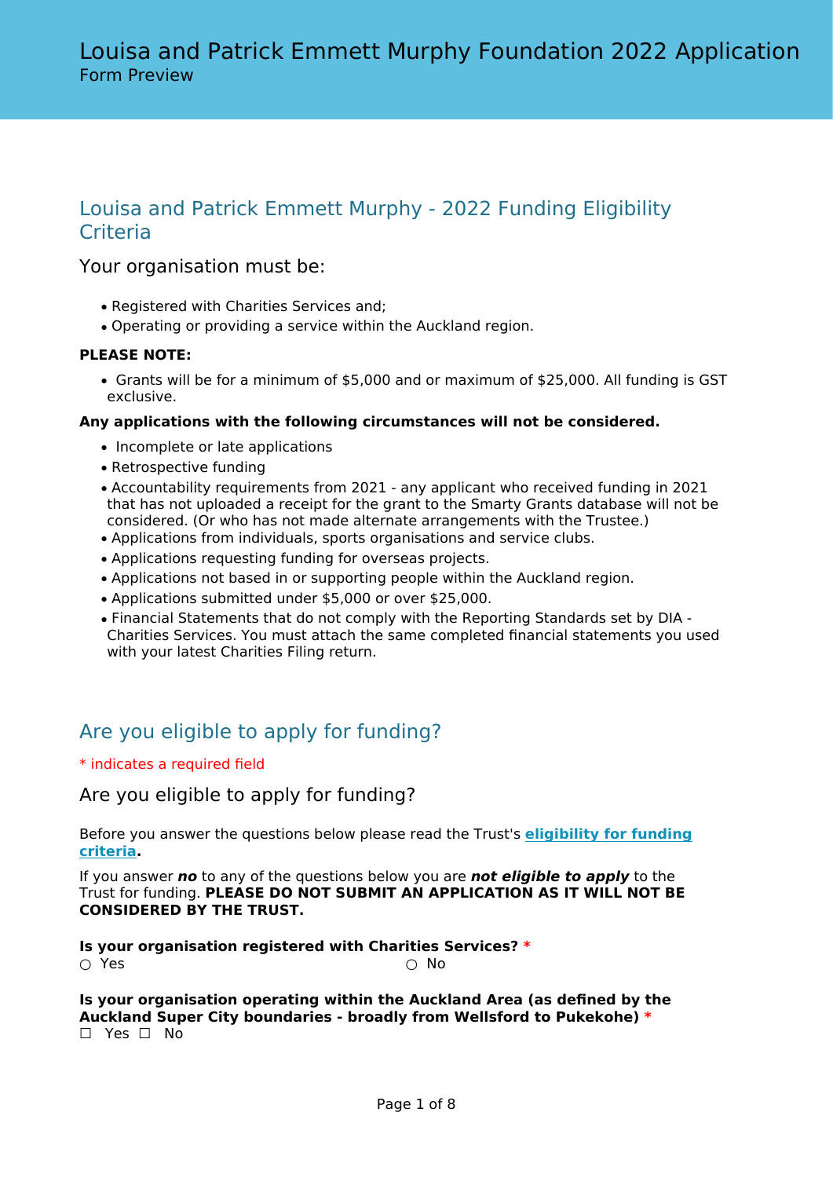# Louisa and Patrick Emmett Murphy Foundation 2022 Application

Form Preview

## Louisa and Patrick Emmett Murphy - 2022 Funding Eligibility Criteria

### Your organisation must be:

- Registered with Charities Services and;
- Operating or providing a service within the Auckland region.

**PLEASE NOTE:**

- Grants will be for a minimum of $5,000 and or maximum of $25,000. All funding is GST exclusive.

**Any applications with the following circumstances will not be considered.**

- Incomplete or late applications
- Retrospective funding
- Accountability requirements from 2021 - any applicant who received funding in 2021 that has not uploaded a receipt for the grant to the Smarty Grants database will not be considered. (Or who has not made alternate arrangements with the Trustee.)
- Applications from individuals, sports organisations and service clubs.
- Applications requesting funding for overseas projects.
- Applications not based in or supporting people within the Auckland region.
- Applications submitted under $5,000 or over $25,000.
- Financial Statements that do not comply with the Reporting Standards set by DIA - Charities Services. You must attach the same completed financial statements you used with your latest Charities Filing return.

## Are you eligible to apply for funding?

\* indicates a required field

### Are you eligible to apply for funding?

Before you answer the questions below please read the Trust's **eligibility for funding criteria**.

If you answer ***no*** to any of the questions below you are ***not eligible to apply*** to the Trust for funding. **PLEASE DO NOT SUBMIT AN APPLICATION AS IT WILL NOT BE CONSIDERED BY THE TRUST.**

**Is your organisation registered with Charities Services? \***

○ Yes ○ No

**Is your organisation operating within the Auckland Area (as defined by the Auckland Super City boundaries - broadly from Wellsford to Pukekohe) \***

☐ Yes ☐ No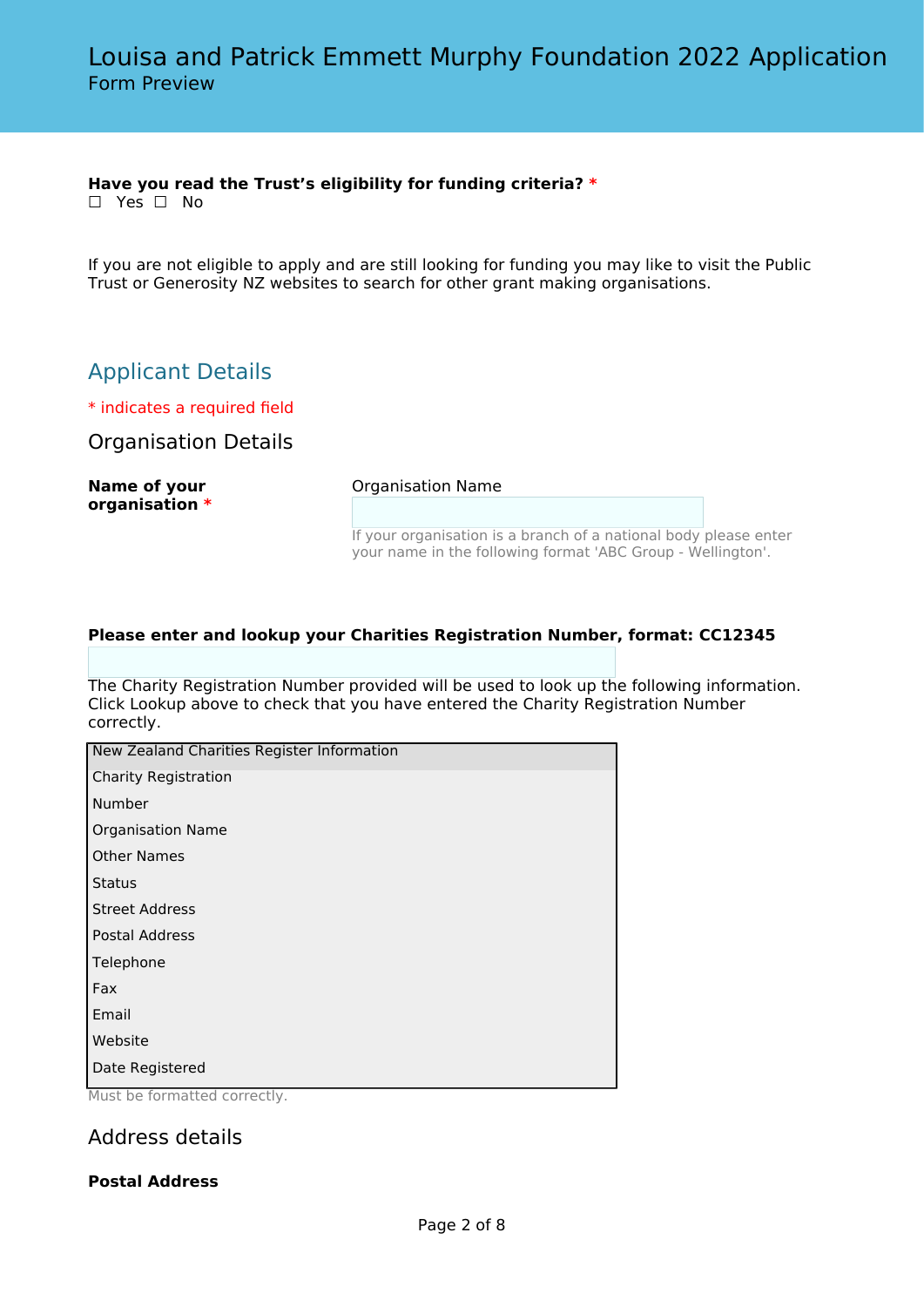# Louisa and Patrick Emmett Murphy Foundation 2022 Application

Form Preview

**Have you read the Trust's eligibility for funding criteria?** *

☐ Yes ☐ No

If you are not eligible to apply and are still looking for funding you may like to visit the Public Trust or Generosity NZ websites to search for other grant making organisations.

## Applicant Details

* indicates a required field

### Organisation Details

**Name of your organisation** *

Organisation Name

If your organisation is a branch of a national body please enter your name in the following format 'ABC Group - Wellington'.

**Please enter and lookup your Charities Registration Number, format: CC12345**

The Charity Registration Number provided will be used to look up the following information. Click Lookup above to check that you have entered the Charity Registration Number correctly.

| New Zealand Charities Register Information |
|---|
| Charity Registration Number |
| Organisation Name |
| Other Names |
| Status |
| Street Address |
| Postal Address |
| Telephone |
| Fax |
| Email |
| Website |
| Date Registered |

Must be formatted correctly.

### Address details

**Postal Address**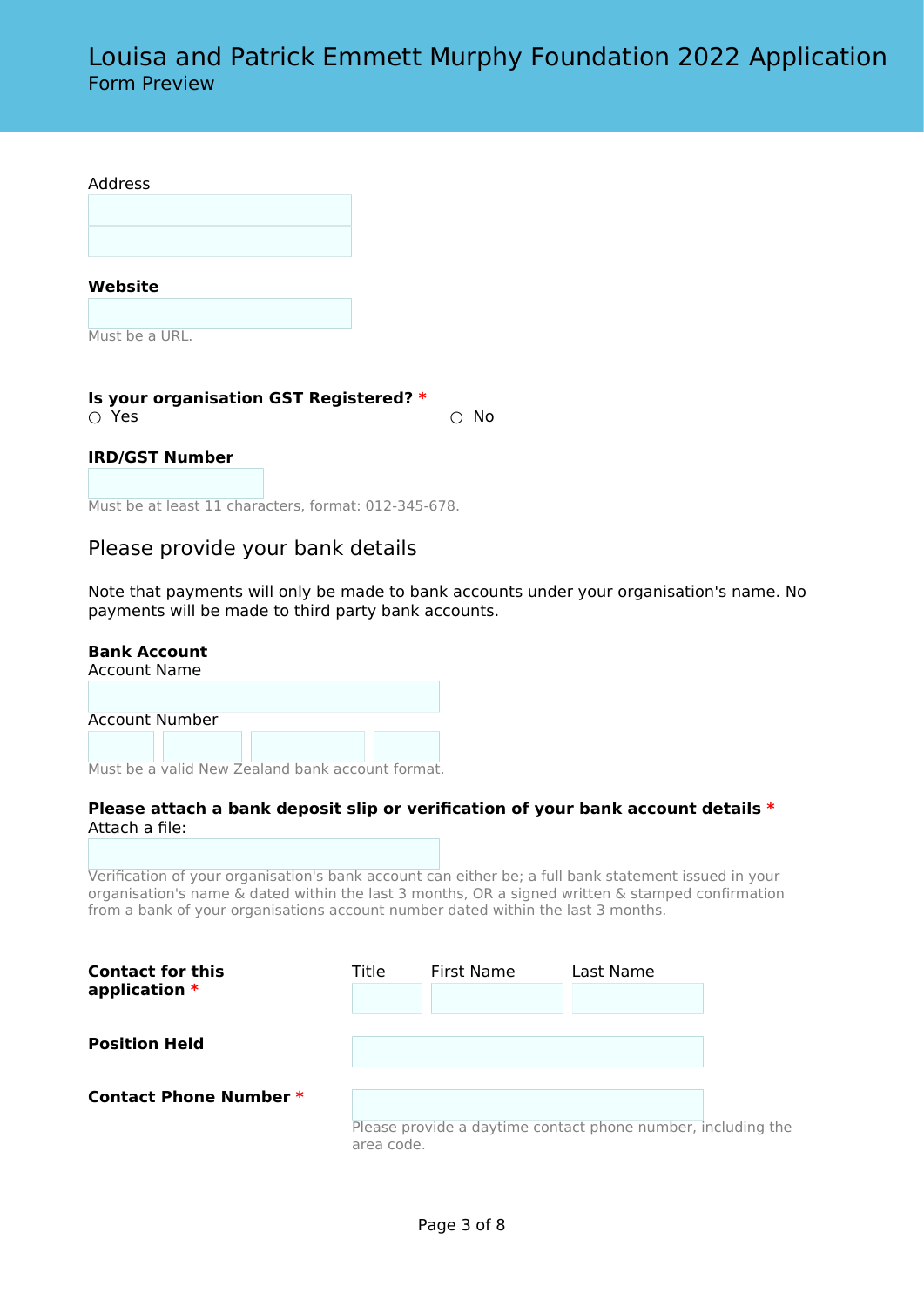# Louisa and Patrick Emmett Murphy Foundation 2022 Application

Form Preview

Address

**Website**

Must be a URL.

**Is your organisation GST Registered? ***

○ Yes ○ No

**IRD/GST Number**

Must be at least 11 characters, format: 012-345-678.

## Please provide your bank details

Note that payments will only be made to bank accounts under your organisation's name. No payments will be made to third party bank accounts.

**Bank Account**

Account Name

Account Number

Must be a valid New Zealand bank account format.

**Please attach a bank deposit slip or verification of your bank account details ***

Attach a file:

Verification of your organisation's bank account can either be; a full bank statement issued in your organisation's name & dated within the last 3 months, OR a signed written & stamped confirmation from a bank of your organisations account number dated within the last 3 months.

**Contact for this application ***

Title First Name Last Name

**Position Held**

**Contact Phone Number ***

Please provide a daytime contact phone number, including the area code.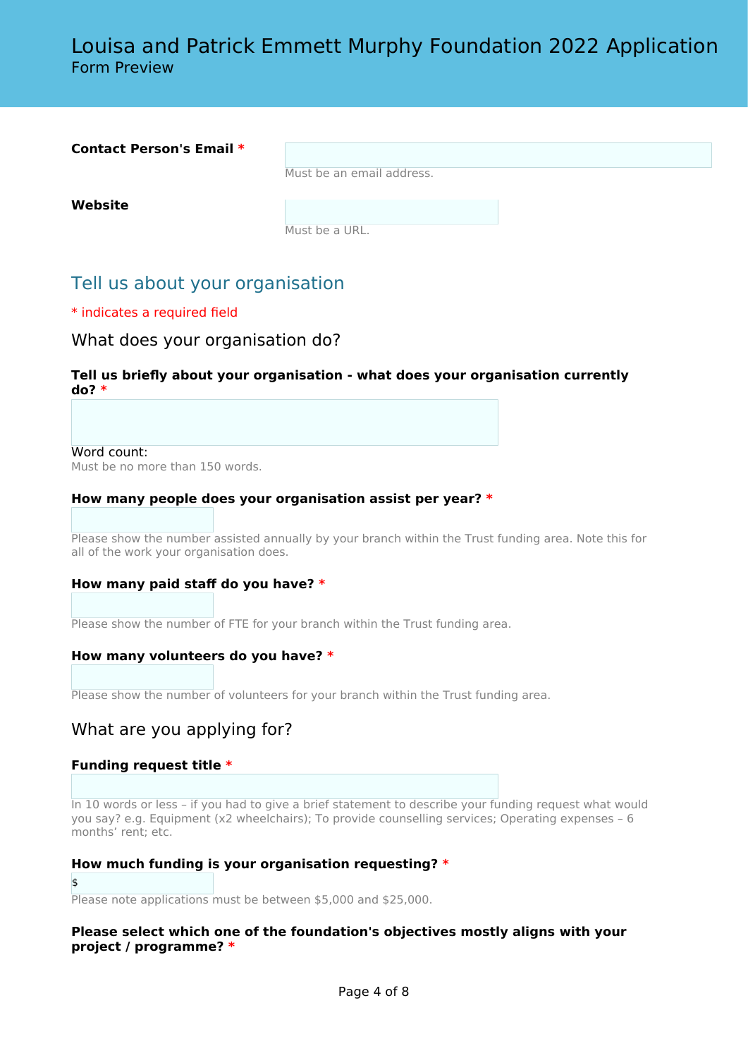# Louisa and Patrick Emmett Murphy Foundation 2022 Application

Form Preview

**Contact Person's Email** *

Must be an email address.

**Website**

Must be a URL.

## Tell us about your organisation

* indicates a required field

### What does your organisation do?

**Tell us briefly about your organisation - what does your organisation currently do?** *

Word count:

Must be no more than 150 words.

**How many people does your organisation assist per year?** *

Please show the number assisted annually by your branch within the Trust funding area. Note this for all of the work your organisation does.

**How many paid staff do you have?** *

Please show the number of FTE for your branch within the Trust funding area.

**How many volunteers do you have?** *

Please show the number of volunteers for your branch within the Trust funding area.

### What are you applying for?

**Funding request title** *

In 10 words or less – if you had to give a brief statement to describe your funding request what would you say? e.g. Equipment (x2 wheelchairs); To provide counselling services; Operating expenses – 6 months' rent; etc.

**How much funding is your organisation requesting?** *

$

Please note applications must be between $5,000 and $25,000.

**Please select which one of the foundation's objectives mostly aligns with your project / programme?** *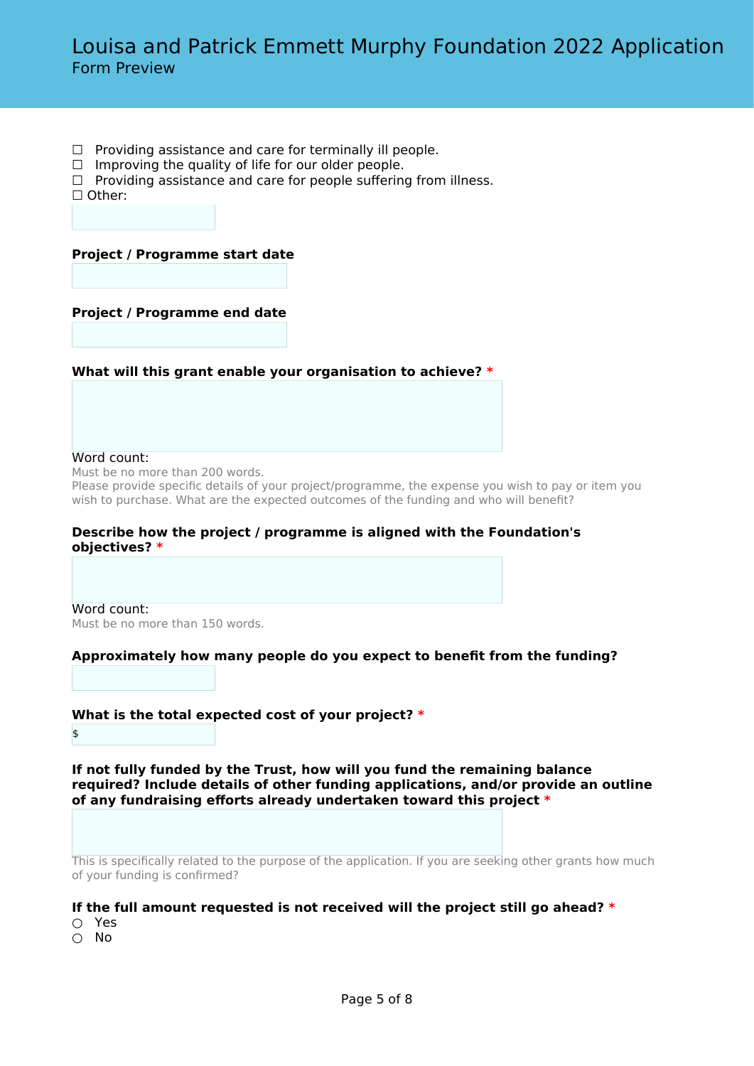# Louisa and Patrick Emmett Murphy Foundation 2022 Application

Form Preview

☐ Providing assistance and care for terminally ill people.
☐ Improving the quality of life for our older people.
☐ Providing assistance and care for people suffering from illness.
☐ Other:

**Project / Programme start date**

**Project / Programme end date**

**What will this grant enable your organisation to achieve? \***

Word count:
Must be no more than 200 words.
Please provide specific details of your project/programme, the expense you wish to pay or item you wish to purchase. What are the expected outcomes of the funding and who will benefit?

**Describe how the project / programme is aligned with the Foundation's objectives? \***

Word count:
Must be no more than 150 words.

**Approximately how many people do you expect to benefit from the funding?**

**What is the total expected cost of your project? \***

$

**If not fully funded by the Trust, how will you fund the remaining balance required? Include details of other funding applications, and/or provide an outline of any fundraising efforts already undertaken toward this project \***

This is specifically related to the purpose of the application. If you are seeking other grants how much of your funding is confirmed?

**If the full amount requested is not received will the project still go ahead? \***

○ Yes
○ No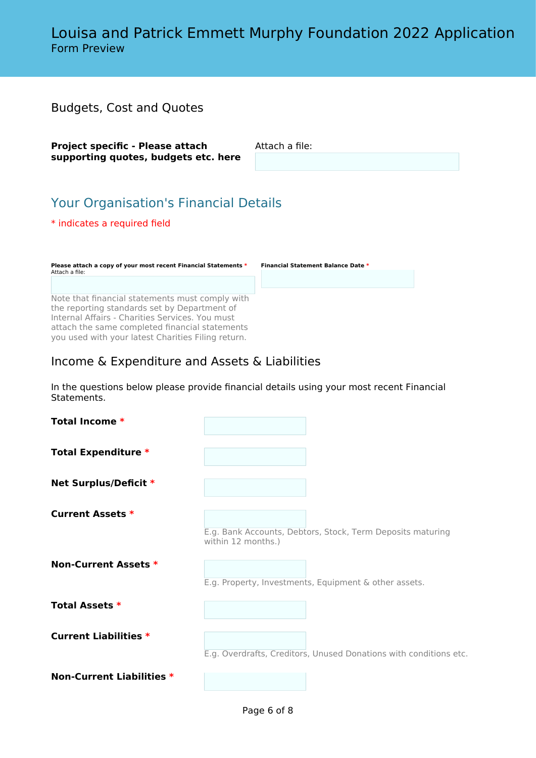# Louisa and Patrick Emmett Murphy Foundation 2022 Application

Form Preview

## Budgets, Cost and Quotes

**Project specific - Please attach supporting quotes, budgets etc. here**

Attach a file:

## Your Organisation's Financial Details

* indicates a required field

**Please attach a copy of your most recent Financial Statements** *

Attach a file:

Note that financial statements must comply with the reporting standards set by Department of Internal Affairs - Charities Services. You must attach the same completed financial statements you used with your latest Charities Filing return.

**Financial Statement Balance Date** *

## Income & Expenditure and Assets & Liabilities

In the questions below please provide financial details using your most recent Financial Statements.

**Total Income** *

**Total Expenditure** *

**Net Surplus/Deficit** *

**Current Assets** *

E.g. Bank Accounts, Debtors, Stock, Term Deposits maturing within 12 months.)

**Non-Current Assets** *

E.g. Property, Investments, Equipment & other assets.

**Total Assets** *

**Current Liabilities** *

E.g. Overdrafts, Creditors, Unused Donations with conditions etc.

**Non-Current Liabilities** *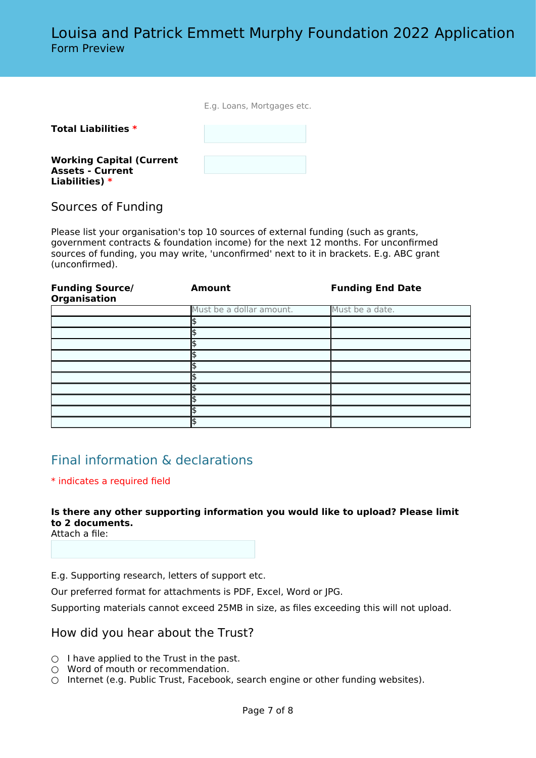E.g. Loans, Mortgages etc.

**Total Liabilities** *

**Working Capital (Current Assets - Current Liabilities)** *

### Sources of Funding

Please list your organisation's top 10 sources of external funding (such as grants, government contracts & foundation income) for the next 12 months. For unconfirmed sources of funding, you may write, 'unconfirmed' next to it in brackets. E.g. ABC grant (unconfirmed).

| **Funding Source/ Organisation** | **Amount** | **Funding End Date** |
|---|---|---|
| | Must be a dollar amount. | Must be a date. |
| | $ | |
| | $ | |
| | $ | |
| | $ | |
| | $ | |
| | $ | |
| | $ | |
| | $ | |
| | $ | |
| | $ | |

## Final information & declarations

* indicates a required field

**Is there any other supporting information you would like to upload? Please limit to 2 documents.**
Attach a file:

E.g. Supporting research, letters of support etc.

Our preferred format for attachments is PDF, Excel, Word or JPG.

Supporting materials cannot exceed 25MB in size, as files exceeding this will not upload.

### How did you hear about the Trust?

- ○ I have applied to the Trust in the past.
- ○ Word of mouth or recommendation.
- ○ Internet (e.g. Public Trust, Facebook, search engine or other funding websites).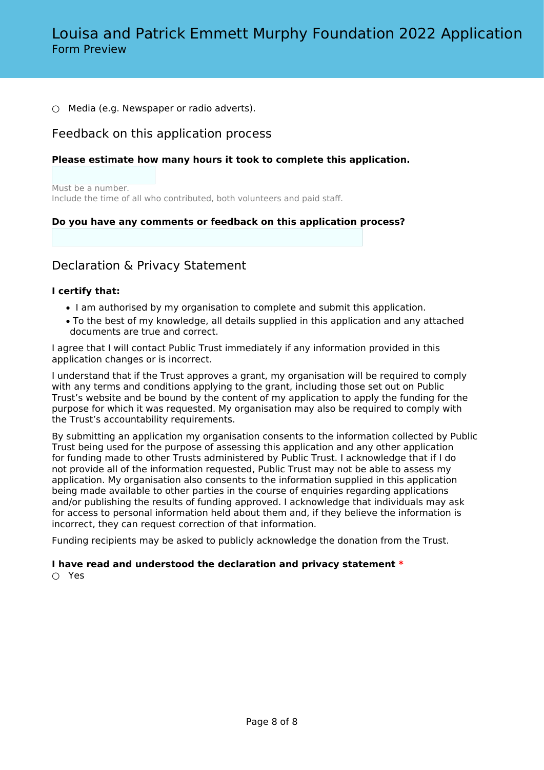○ Media (e.g. Newspaper or radio adverts).

## Feedback on this application process

**Please estimate how many hours it took to complete this application.**

Must be a number.
Include the time of all who contributed, both volunteers and paid staff.

**Do you have any comments or feedback on this application process?**

## Declaration & Privacy Statement

**I certify that:**

- I am authorised by my organisation to complete and submit this application.
- To the best of my knowledge, all details supplied in this application and any attached documents are true and correct.

I agree that I will contact Public Trust immediately if any information provided in this application changes or is incorrect.

I understand that if the Trust approves a grant, my organisation will be required to comply with any terms and conditions applying to the grant, including those set out on Public Trust's website and be bound by the content of my application to apply the funding for the purpose for which it was requested. My organisation may also be required to comply with the Trust's accountability requirements.

By submitting an application my organisation consents to the information collected by Public Trust being used for the purpose of assessing this application and any other application for funding made to other Trusts administered by Public Trust. I acknowledge that if I do not provide all of the information requested, Public Trust may not be able to assess my application. My organisation also consents to the information supplied in this application being made available to other parties in the course of enquiries regarding applications and/or publishing the results of funding approved. I acknowledge that individuals may ask for access to personal information held about them and, if they believe the information is incorrect, they can request correction of that information.

Funding recipients may be asked to publicly acknowledge the donation from the Trust.

**I have read and understood the declaration and privacy statement** *

○ Yes